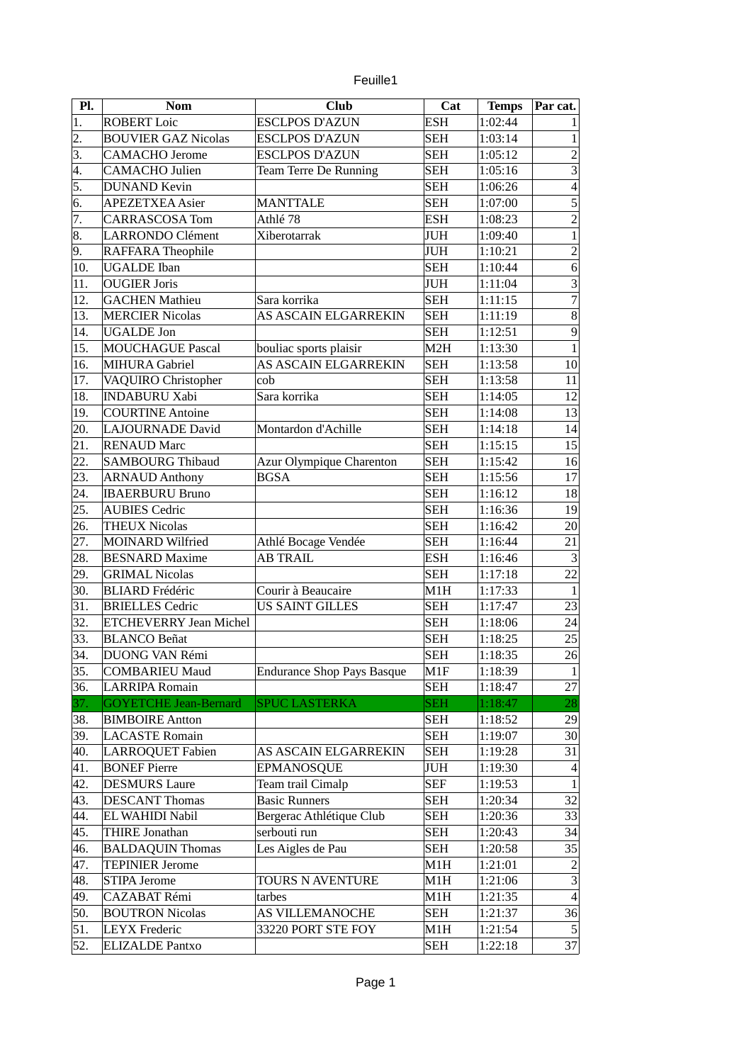Feuille1

| Pl. | Nom | Club | Cat | Temps | Par cat. |
|---|---|---|---|---|---|
| 1. | ROBERT Loic | ESCLPOS D'AZUN | ESH | 1:02:44 | 1 |
| 2. | BOUVIER GAZ Nicolas | ESCLPOS D'AZUN | SEH | 1:03:14 | 1 |
| 3. | CAMACHO Jerome | ESCLPOS D'AZUN | SEH | 1:05:12 | 2 |
| 4. | CAMACHO Julien | Team Terre De Running | SEH | 1:05:16 | 3 |
| 5. | DUNAND Kevin | | SEH | 1:06:26 | 4 |
| 6. | APEZETXEA Asier | MANTTALE | SEH | 1:07:00 | 5 |
| 7. | CARRASCOSA Tom | Athlé 78 | ESH | 1:08:23 | 2 |
| 8. | LARRONDO Clément | Xiberotarrak | JUH | 1:09:40 | 1 |
| 9. | RAFFARA Theophile | | JUH | 1:10:21 | 2 |
| 10. | UGALDE Iban | | SEH | 1:10:44 | 6 |
| 11. | OUGIER Joris | | JUH | 1:11:04 | 3 |
| 12. | GACHEN Mathieu | Sara korrika | SEH | 1:11:15 | 7 |
| 13. | MERCIER Nicolas | AS ASCAIN ELGARREKIN | SEH | 1:11:19 | 8 |
| 14. | UGALDE Jon | | SEH | 1:12:51 | 9 |
| 15. | MOUCHAGUE Pascal | bouliac sports plaisir | M2H | 1:13:30 | 1 |
| 16. | MIHURA Gabriel | AS ASCAIN ELGARREKIN | SEH | 1:13:58 | 10 |
| 17. | VAQUIRO Christopher | cob | SEH | 1:13:58 | 11 |
| 18. | INDABURU Xabi | Sara korrika | SEH | 1:14:05 | 12 |
| 19. | COURTINE Antoine | | SEH | 1:14:08 | 13 |
| 20. | LAJOURNADE David | Montardon d'Achille | SEH | 1:14:18 | 14 |
| 21. | RENAUD Marc | | SEH | 1:15:15 | 15 |
| 22. | SAMBOURG Thibaud | Azur Olympique Charenton | SEH | 1:15:42 | 16 |
| 23. | ARNAUD Anthony | BGSA | SEH | 1:15:56 | 17 |
| 24. | IBAERBURU Bruno | | SEH | 1:16:12 | 18 |
| 25. | AUBIES Cedric | | SEH | 1:16:36 | 19 |
| 26. | THEUX Nicolas | | SEH | 1:16:42 | 20 |
| 27. | MOINARD Wilfried | Athlé Bocage Vendée | SEH | 1:16:44 | 21 |
| 28. | BESNARD Maxime | AB TRAIL | ESH | 1:16:46 | 3 |
| 29. | GRIMAL Nicolas | | SEH | 1:17:18 | 22 |
| 30. | BLIARD Frédéric | Courir à Beaucaire | M1H | 1:17:33 | 1 |
| 31. | BRIELLES Cedric | US SAINT GILLES | SEH | 1:17:47 | 23 |
| 32. | ETCHEVERRY Jean Michel | | SEH | 1:18:06 | 24 |
| 33. | BLANCO Beñat | | SEH | 1:18:25 | 25 |
| 34. | DUONG VAN Rémi | | SEH | 1:18:35 | 26 |
| 35. | COMBARIEU Maud | Endurance Shop Pays Basque | M1F | 1:18:39 | 1 |
| 36. | LARRIPA Romain | | SEH | 1:18:47 | 27 |
| 37. | GOYETCHE Jean-Bernard | SPUC LASTERKA | SEH | 1:18:47 | 28 |
| 38. | BIMBOIRE Antton | | SEH | 1:18:52 | 29 |
| 39. | LACASTE Romain | | SEH | 1:19:07 | 30 |
| 40. | LARROQUET Fabien | AS ASCAIN ELGARREKIN | SEH | 1:19:28 | 31 |
| 41. | BONEF Pierre | EPMANOSQUE | JUH | 1:19:30 | 4 |
| 42. | DESMURS Laure | Team trail Cimalp | SEF | 1:19:53 | 1 |
| 43. | DESCANT Thomas | Basic Runners | SEH | 1:20:34 | 32 |
| 44. | EL WAHIDI Nabil | Bergerac Athlétique Club | SEH | 1:20:36 | 33 |
| 45. | THIRE Jonathan | serbouti run | SEH | 1:20:43 | 34 |
| 46. | BALDAQUIN Thomas | Les Aigles de Pau | SEH | 1:20:58 | 35 |
| 47. | TEPINIER Jerome | | M1H | 1:21:01 | 2 |
| 48. | STIPA Jerome | TOURS N AVENTURE | M1H | 1:21:06 | 3 |
| 49. | CAZABAT Rémi | tarbes | M1H | 1:21:35 | 4 |
| 50. | BOUTRON Nicolas | AS VILLEMANOCHE | SEH | 1:21:37 | 36 |
| 51. | LEYX Frederic | 33220 PORT STE FOY | M1H | 1:21:54 | 5 |
| 52. | ELIZALDE Pantxo | | SEH | 1:22:18 | 37 |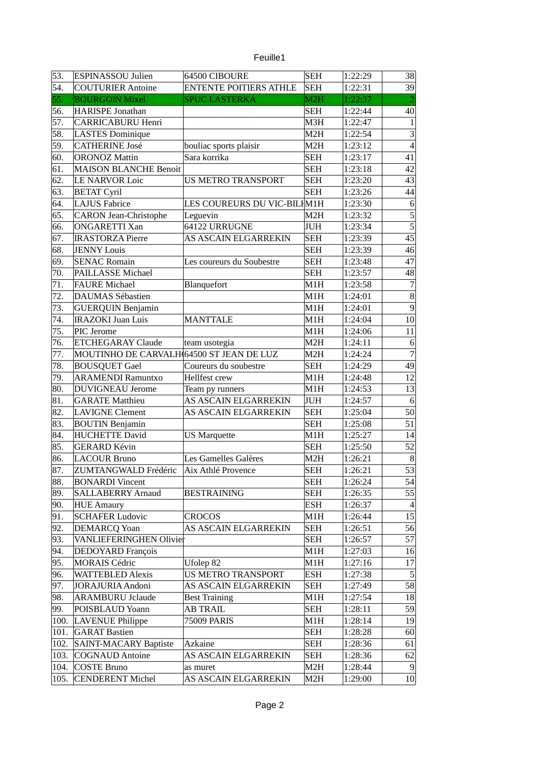| | | | | | |
|---|---|---|---|---|---|
| 53. | ESPINASSOU Julien | 64500 CIBOURE | SEH | 1:22:29 | 38 |
| 54. | COUTURIER Antoine | ENTENTE POITIERS ATHLE | SEH | 1:22:31 | 39 |
| 55. | BOURGOIN Mixel | SPUC LASTERKA | M2H | 1:22:37 | 2 |
| 56. | HARISPE Jonathan | | SEH | 1:22:44 | 40 |
| 57. | CARRICABURU Henri | | M3H | 1:22:47 | 1 |
| 58. | LASTES Dominique | | M2H | 1:22:54 | 3 |
| 59. | CATHERINE José | bouliac sports plaisir | M2H | 1:23:12 | 4 |
| 60. | ORONOZ Mattin | Sara korrika | SEH | 1:23:17 | 41 |
| 61. | MAISON BLANCHE Benoit | | SEH | 1:23:18 | 42 |
| 62. | LE NARVOR Loic | US METRO TRANSPORT | SEH | 1:23:20 | 43 |
| 63. | BETAT Cyril | | SEH | 1:23:26 | 44 |
| 64. | LAJUS Fabrice | LES COUREURS DU VIC-BIL | M1H | 1:23:30 | 6 |
| 65. | CARON Jean-Christophe | Leguevin | M2H | 1:23:32 | 5 |
| 66. | ONGARETTI Xan | 64122 URRUGNE | JUH | 1:23:34 | 5 |
| 67. | IRASTORZA Pierre | AS ASCAIN ELGARREKIN | SEH | 1:23:39 | 45 |
| 68. | JENNY Louis | | SEH | 1:23:39 | 46 |
| 69. | SENAC Romain | Les coureurs du Soubestre | SEH | 1:23:48 | 47 |
| 70. | PAILLASSE Michael | | SEH | 1:23:57 | 48 |
| 71. | FAURE Michael | Blanquefort | M1H | 1:23:58 | 7 |
| 72. | DAUMAS Sébastien | | M1H | 1:24:01 | 8 |
| 73. | GUERQUIN Benjamin | | M1H | 1:24:01 | 9 |
| 74. | IRAZOKI Juan Luis | MANTTALE | M1H | 1:24:04 | 10 |
| 75. | PIC Jerome | | M1H | 1:24:06 | 11 |
| 76. | ETCHEGARAY Claude | team usotegia | M2H | 1:24:11 | 6 |
| 77. | MOUTINHO DE CARVALH | 64500 ST JEAN DE LUZ | M2H | 1:24:24 | 7 |
| 78. | BOUSQUET Gael | Coureurs du soubestre | SEH | 1:24:29 | 49 |
| 79. | ARAMENDI Ramuntxo | Hellfest crew | M1H | 1:24:48 | 12 |
| 80. | DUVIGNEAU Jerome | Team py runners | M1H | 1:24:53 | 13 |
| 81. | GARATE Matthieu | AS ASCAIN ELGARREKIN | JUH | 1:24:57 | 6 |
| 82. | LAVIGNE Clement | AS ASCAIN ELGARREKIN | SEH | 1:25:04 | 50 |
| 83. | BOUTIN Benjamin | | SEH | 1:25:08 | 51 |
| 84. | HUCHETTE David | US Marquette | M1H | 1:25:27 | 14 |
| 85. | GERARD Kévin | | SEH | 1:25:50 | 52 |
| 86. | LACOUR Bruno | Les Gamelles Galères | M2H | 1:26:21 | 8 |
| 87. | ZUMTANGWALD Frédéric | Aix Athlé Provence | SEH | 1:26:21 | 53 |
| 88. | BONARDI Vincent | | SEH | 1:26:24 | 54 |
| 89. | SALLABERRY Arnaud | BESTRAINING | SEH | 1:26:35 | 55 |
| 90. | HUE Amaury | | ESH | 1:26:37 | 4 |
| 91. | SCHAFER Ludovic | CROCOS | M1H | 1:26:44 | 15 |
| 92. | DEMARCQ Yoan | AS ASCAIN ELGARREKIN | SEH | 1:26:51 | 56 |
| 93. | VANLIEFERINGHEN Olivier | | SEH | 1:26:57 | 57 |
| 94. | DEDOYARD François | | M1H | 1:27:03 | 16 |
| 95. | MORAIS Cédric | Ufolep 82 | M1H | 1:27:16 | 17 |
| 96. | WATTEBLED Alexis | US METRO TRANSPORT | ESH | 1:27:38 | 5 |
| 97. | JORAJURIA Andoni | AS ASCAIN ELGARREKIN | SEH | 1:27:49 | 58 |
| 98. | ARAMBURU Jclaude | Best Training | M1H | 1:27:54 | 18 |
| 99. | POISBLAUD Yoann | AB TRAIL | SEH | 1:28:11 | 59 |
| 100. | LAVENUE Philippe | 75009 PARIS | M1H | 1:28:14 | 19 |
| 101. | GARAT Bastien | | SEH | 1:28:28 | 60 |
| 102. | SAINT-MACARY Baptiste | Azkaine | SEH | 1:28:36 | 61 |
| 103. | COGNAUD Antoine | AS ASCAIN ELGARREKIN | SEH | 1:28:36 | 62 |
| 104. | COSTE Bruno | as muret | M2H | 1:28:44 | 9 |
| 105. | CENDERENT Michel | AS ASCAIN ELGARREKIN | M2H | 1:29:00 | 10 |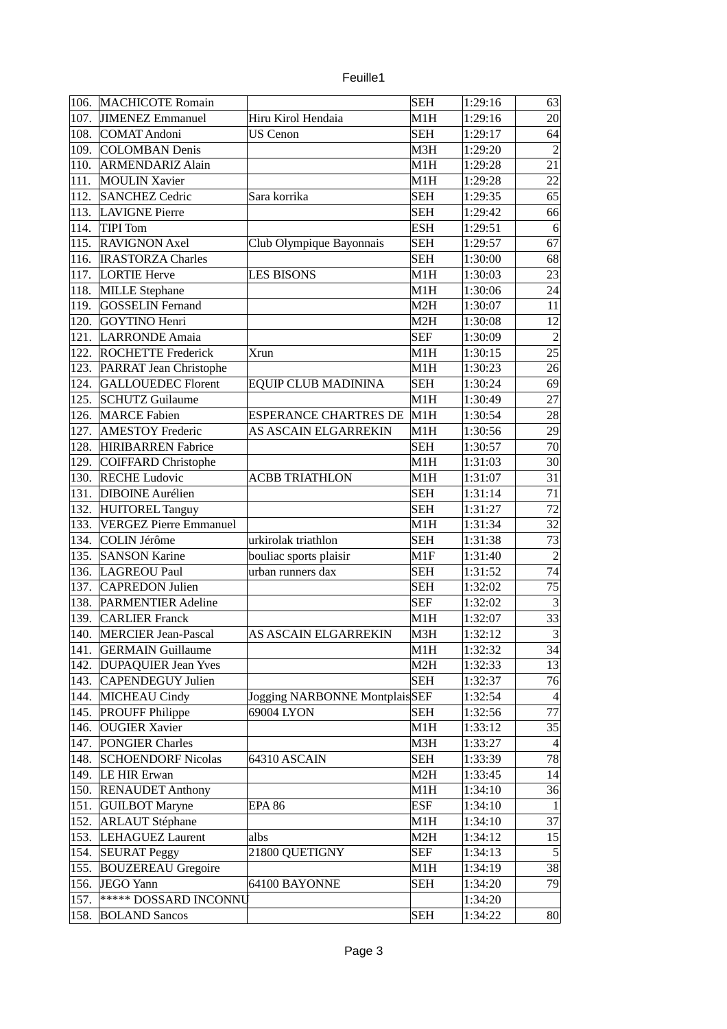| | | | | | |
|---|---|---|---|---|---|
| 106. | MACHICOTE Romain | | SEH | 1:29:16 | 63 |
| 107. | JIMENEZ Emmanuel | Hiru Kirol Hendaia | M1H | 1:29:16 | 20 |
| 108. | COMAT Andoni | US Cenon | SEH | 1:29:17 | 64 |
| 109. | COLOMBAN Denis | | M3H | 1:29:20 | 2 |
| 110. | ARMENDARIZ Alain | | M1H | 1:29:28 | 21 |
| 111. | MOULIN Xavier | | M1H | 1:29:28 | 22 |
| 112. | SANCHEZ Cedric | Sara korrika | SEH | 1:29:35 | 65 |
| 113. | LAVIGNE Pierre | | SEH | 1:29:42 | 66 |
| 114. | TIPI Tom | | ESH | 1:29:51 | 6 |
| 115. | RAVIGNON Axel | Club Olympique Bayonnais | SEH | 1:29:57 | 67 |
| 116. | IRASTORZA Charles | | SEH | 1:30:00 | 68 |
| 117. | LORTIE Herve | LES BISONS | M1H | 1:30:03 | 23 |
| 118. | MILLE Stephane | | M1H | 1:30:06 | 24 |
| 119. | GOSSELIN Fernand | | M2H | 1:30:07 | 11 |
| 120. | GOYTINO Henri | | M2H | 1:30:08 | 12 |
| 121. | LARRONDE Amaia | | SEF | 1:30:09 | 2 |
| 122. | ROCHETTE Frederick | Xrun | M1H | 1:30:15 | 25 |
| 123. | PARRAT Jean Christophe | | M1H | 1:30:23 | 26 |
| 124. | GALLOUEDEC Florent | EQUIP CLUB MADININA | SEH | 1:30:24 | 69 |
| 125. | SCHUTZ Guilaume | | M1H | 1:30:49 | 27 |
| 126. | MARCE Fabien | ESPERANCE CHARTRES DE | M1H | 1:30:54 | 28 |
| 127. | AMESTOY Frederic | AS ASCAIN ELGARREKIN | M1H | 1:30:56 | 29 |
| 128. | HIRIBARREN Fabrice | | SEH | 1:30:57 | 70 |
| 129. | COIFFARD Christophe | | M1H | 1:31:03 | 30 |
| 130. | RECHE Ludovic | ACBB TRIATHLON | M1H | 1:31:07 | 31 |
| 131. | DIBOINE Aurélien | | SEH | 1:31:14 | 71 |
| 132. | HUITOREL Tanguy | | SEH | 1:31:27 | 72 |
| 133. | VERGEZ Pierre Emmanuel | | M1H | 1:31:34 | 32 |
| 134. | COLIN Jérôme | urkirolak triathlon | SEH | 1:31:38 | 73 |
| 135. | SANSON Karine | bouliac sports plaisir | M1F | 1:31:40 | 2 |
| 136. | LAGREOU Paul | urban runners dax | SEH | 1:31:52 | 74 |
| 137. | CAPREDON Julien | | SEH | 1:32:02 | 75 |
| 138. | PARMENTIER Adeline | | SEF | 1:32:02 | 3 |
| 139. | CARLIER Franck | | M1H | 1:32:07 | 33 |
| 140. | MERCIER Jean-Pascal | AS ASCAIN ELGARREKIN | M3H | 1:32:12 | 3 |
| 141. | GERMAIN Guillaume | | M1H | 1:32:32 | 34 |
| 142. | DUPAQUIER Jean Yves | | M2H | 1:32:33 | 13 |
| 143. | CAPENDEGUY Julien | | SEH | 1:32:37 | 76 |
| 144. | MICHEAU Cindy | Jogging NARBONNE Montplais | SEF | 1:32:54 | 4 |
| 145. | PROUFF Philippe | 69004 LYON | SEH | 1:32:56 | 77 |
| 146. | OUGIER Xavier | | M1H | 1:33:12 | 35 |
| 147. | PONGIER Charles | | M3H | 1:33:27 | 4 |
| 148. | SCHOENDORF Nicolas | 64310 ASCAIN | SEH | 1:33:39 | 78 |
| 149. | LE HIR Erwan | | M2H | 1:33:45 | 14 |
| 150. | RENAUDET Anthony | | M1H | 1:34:10 | 36 |
| 151. | GUILBOT Maryne | EPA 86 | ESF | 1:34:10 | 1 |
| 152. | ARLAUT Stéphane | | M1H | 1:34:10 | 37 |
| 153. | LEHAGUEZ Laurent | albs | M2H | 1:34:12 | 15 |
| 154. | SEURAT Peggy | 21800 QUETIGNY | SEF | 1:34:13 | 5 |
| 155. | BOUZEREAU Gregoire | | M1H | 1:34:19 | 38 |
| 156. | JEGO Yann | 64100 BAYONNE | SEH | 1:34:20 | 79 |
| 157. | ***** DOSSARD INCONNU | | | 1:34:20 | |
| 158. | BOLAND Sancos | | SEH | 1:34:22 | 80 |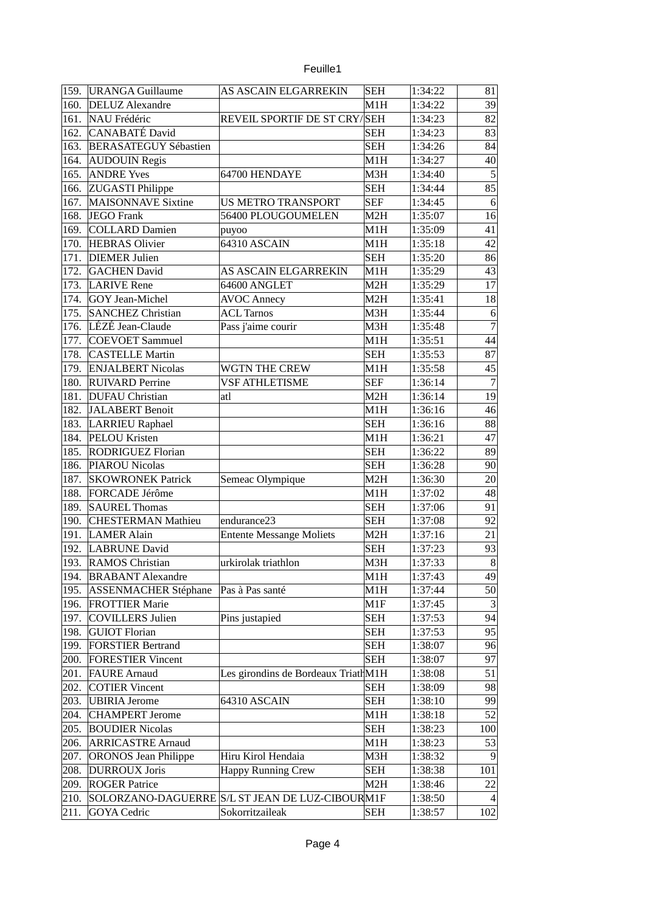Feuille1

| | | | | | |
|---|---|---|---|---|---|
| 159. | URANGA Guillaume | AS ASCAIN ELGARREKIN | SEH | 1:34:22 | 81 |
| 160. | DELUZ Alexandre | | M1H | 1:34:22 | 39 |
| 161. | NAU Frédéric | REVEIL SPORTIF DE ST CRY/ | SEH | 1:34:23 | 82 |
| 162. | CANABATÉ David | | SEH | 1:34:23 | 83 |
| 163. | BERASATEGUY Sébastien | | SEH | 1:34:26 | 84 |
| 164. | AUDOUIN Regis | | M1H | 1:34:27 | 40 |
| 165. | ANDRE Yves | 64700 HENDAYE | M3H | 1:34:40 | 5 |
| 166. | ZUGASTI Philippe | | SEH | 1:34:44 | 85 |
| 167. | MAISONNAVE Sixtine | US METRO TRANSPORT | SEF | 1:34:45 | 6 |
| 168. | JEGO Frank | 56400 PLOUGOUMELEN | M2H | 1:35:07 | 16 |
| 169. | COLLARD Damien | puyoo | M1H | 1:35:09 | 41 |
| 170. | HEBRAS Olivier | 64310 ASCAIN | M1H | 1:35:18 | 42 |
| 171. | DIEMER Julien | | SEH | 1:35:20 | 86 |
| 172. | GACHEN David | AS ASCAIN ELGARREKIN | M1H | 1:35:29 | 43 |
| 173. | LARIVE Rene | 64600 ANGLET | M2H | 1:35:29 | 17 |
| 174. | GOY Jean-Michel | AVOC Annecy | M2H | 1:35:41 | 18 |
| 175. | SANCHEZ Christian | ACL Tarnos | M3H | 1:35:44 | 6 |
| 176. | LÉZÉ Jean-Claude | Pass j'aime courir | M3H | 1:35:48 | 7 |
| 177. | COEVOET Sammuel | | M1H | 1:35:51 | 44 |
| 178. | CASTELLE Martin | | SEH | 1:35:53 | 87 |
| 179. | ENJALBERT Nicolas | WGTN THE CREW | M1H | 1:35:58 | 45 |
| 180. | RUIVARD Perrine | VSF ATHLETISME | SEF | 1:36:14 | 7 |
| 181. | DUFAU Christian | atl | M2H | 1:36:14 | 19 |
| 182. | JALABERT Benoit | | M1H | 1:36:16 | 46 |
| 183. | LARRIEU Raphael | | SEH | 1:36:16 | 88 |
| 184. | PELOU Kristen | | M1H | 1:36:21 | 47 |
| 185. | RODRIGUEZ Florian | | SEH | 1:36:22 | 89 |
| 186. | PIAROU Nicolas | | SEH | 1:36:28 | 90 |
| 187. | SKOWRONEK Patrick | Semeac Olympique | M2H | 1:36:30 | 20 |
| 188. | FORCADE Jérôme | | M1H | 1:37:02 | 48 |
| 189. | SAUREL Thomas | | SEH | 1:37:06 | 91 |
| 190. | CHESTERMAN Mathieu | endurance23 | SEH | 1:37:08 | 92 |
| 191. | LAMER Alain | Entente Messange Moliets | M2H | 1:37:16 | 21 |
| 192. | LABRUNE David | | SEH | 1:37:23 | 93 |
| 193. | RAMOS Christian | urkirolak triathlon | M3H | 1:37:33 | 8 |
| 194. | BRABANT Alexandre | | M1H | 1:37:43 | 49 |
| 195. | ASSENMACHER Stéphane | Pas à Pas santé | M1H | 1:37:44 | 50 |
| 196. | FROTTIER Marie | | M1F | 1:37:45 | 3 |
| 197. | COVILLERS Julien | Pins justapied | SEH | 1:37:53 | 94 |
| 198. | GUIOT Florian | | SEH | 1:37:53 | 95 |
| 199. | FORSTIER Bertrand | | SEH | 1:38:07 | 96 |
| 200. | FORESTIER Vincent | | SEH | 1:38:07 | 97 |
| 201. | FAURE Arnaud | Les girondins de Bordeaux Triath | M1H | 1:38:08 | 51 |
| 202. | COTIER Vincent | | SEH | 1:38:09 | 98 |
| 203. | UBIRIA Jerome | 64310 ASCAIN | SEH | 1:38:10 | 99 |
| 204. | CHAMPERT Jerome | | M1H | 1:38:18 | 52 |
| 205. | BOUDIER Nicolas | | SEH | 1:38:23 | 100 |
| 206. | ARRICASTRE Arnaud | | M1H | 1:38:23 | 53 |
| 207. | ORONOS Jean Philippe | Hiru Kirol Hendaia | M3H | 1:38:32 | 9 |
| 208. | DURROUX Joris | Happy Running Crew | SEH | 1:38:38 | 101 |
| 209. | ROGER Patrice | | M2H | 1:38:46 | 22 |
| 210. | SOLORZANO-DAGUERRE | S/L ST JEAN DE LUZ-CIBOUR | M1F | 1:38:50 | 4 |
| 211. | GOYA Cedric | Sokorritzaileak | SEH | 1:38:57 | 102 |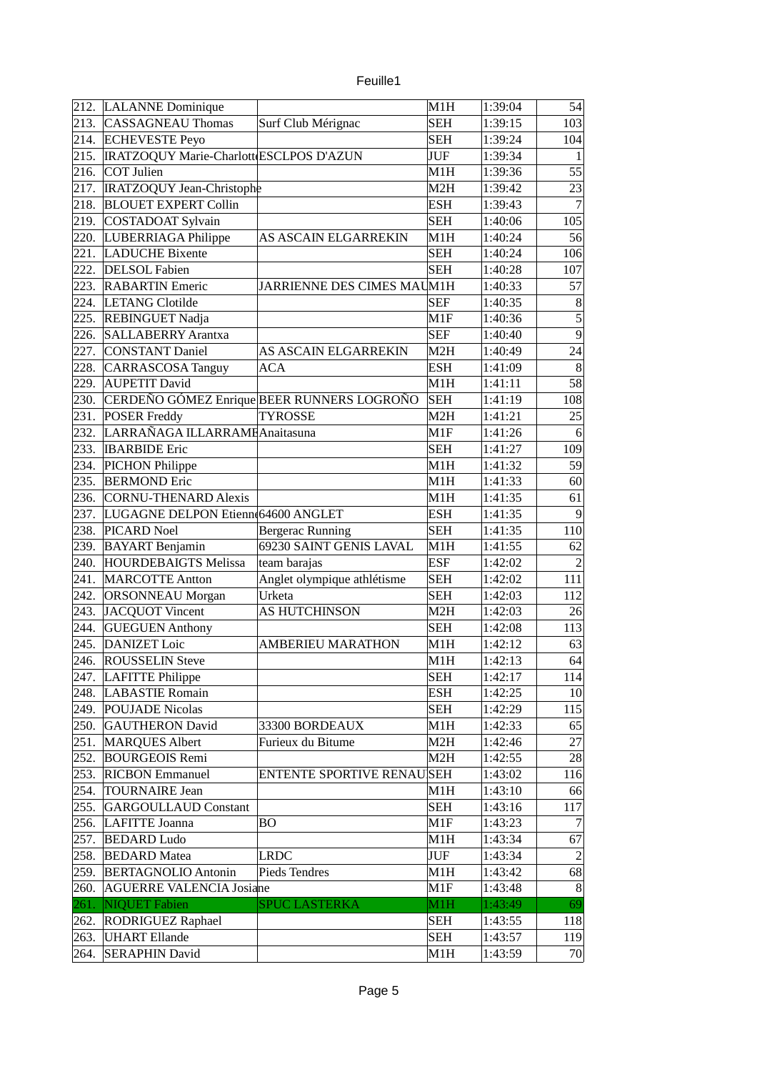| | | | | | |
|---|---|---|---|---|---|
| 212. | LALANNE Dominique | | M1H | 1:39:04 | 54 |
| 213. | CASSAGNEAU Thomas | Surf Club Mérignac | SEH | 1:39:15 | 103 |
| 214. | ECHEVESTE Peyo | | SEH | 1:39:24 | 104 |
| 215. | IRATZOQUY Marie-Charlott | ESCLPOS D'AZUN | JUF | 1:39:34 | 1 |
| 216. | COT Julien | | M1H | 1:39:36 | 55 |
| 217. | IRATZOQUY Jean-Christophe | | M2H | 1:39:42 | 23 |
| 218. | BLOUET EXPERT Collin | | ESH | 1:39:43 | 7 |
| 219. | COSTADOAT Sylvain | | SEH | 1:40:06 | 105 |
| 220. | LUBERRIAGA Philippe | AS ASCAIN ELGARREKIN | M1H | 1:40:24 | 56 |
| 221. | LADUCHE Bixente | | SEH | 1:40:24 | 106 |
| 222. | DELSOL Fabien | | SEH | 1:40:28 | 107 |
| 223. | RABARTIN Emeric | JARRIENNE DES CIMES MAU | M1H | 1:40:33 | 57 |
| 224. | LETANG Clotilde | | SEF | 1:40:35 | 8 |
| 225. | REBINGUET Nadja | | M1F | 1:40:36 | 5 |
| 226. | SALLABERRY Arantxa | | SEF | 1:40:40 | 9 |
| 227. | CONSTANT Daniel | AS ASCAIN ELGARREKIN | M2H | 1:40:49 | 24 |
| 228. | CARRASCOSA Tanguy | ACA | ESH | 1:41:09 | 8 |
| 229. | AUPETIT David | | M1H | 1:41:11 | 58 |
| 230. | CERDEÑO GÓMEZ Enrique | BEER RUNNERS LOGROÑO | SEH | 1:41:19 | 108 |
| 231. | POSER Freddy | TYROSSE | M2H | 1:41:21 | 25 |
| 232. | LARRAÑAGA ILLARRAME | Anaitasuna | M1F | 1:41:26 | 6 |
| 233. | IBARBIDE Eric | | SEH | 1:41:27 | 109 |
| 234. | PICHON Philippe | | M1H | 1:41:32 | 59 |
| 235. | BERMOND Eric | | M1H | 1:41:33 | 60 |
| 236. | CORNU-THENARD Alexis | | M1H | 1:41:35 | 61 |
| 237. | LUGAGNE DELPON Etienn | 64600 ANGLET | ESH | 1:41:35 | 9 |
| 238. | PICARD Noel | Bergerac Running | SEH | 1:41:35 | 110 |
| 239. | BAYART Benjamin | 69230 SAINT GENIS LAVAL | M1H | 1:41:55 | 62 |
| 240. | HOURDEBAIGTS Melissa | team barajas | ESF | 1:42:02 | 2 |
| 241. | MARCOTTE Antton | Anglet olympique athlétisme | SEH | 1:42:02 | 111 |
| 242. | ORSONNEAU Morgan | Urketa | SEH | 1:42:03 | 112 |
| 243. | JACQUOT Vincent | AS HUTCHINSON | M2H | 1:42:03 | 26 |
| 244. | GUEGUEN Anthony | | SEH | 1:42:08 | 113 |
| 245. | DANIZET Loic | AMBERIEU MARATHON | M1H | 1:42:12 | 63 |
| 246. | ROUSSELIN Steve | | M1H | 1:42:13 | 64 |
| 247. | LAFITTE Philippe | | SEH | 1:42:17 | 114 |
| 248. | LABASTIE Romain | | ESH | 1:42:25 | 10 |
| 249. | POUJADE Nicolas | | SEH | 1:42:29 | 115 |
| 250. | GAUTHERON David | 33300 BORDEAUX | M1H | 1:42:33 | 65 |
| 251. | MARQUES Albert | Furieux du Bitume | M2H | 1:42:46 | 27 |
| 252. | BOURGEOIS Remi | | M2H | 1:42:55 | 28 |
| 253. | RICBON Emmanuel | ENTENTE SPORTIVE RENAU | SEH | 1:43:02 | 116 |
| 254. | TOURNAIRE Jean | | M1H | 1:43:10 | 66 |
| 255. | GARGOULLAUD Constant | | SEH | 1:43:16 | 117 |
| 256. | LAFITTE Joanna | BO | M1F | 1:43:23 | 7 |
| 257. | BEDARD Ludo | | M1H | 1:43:34 | 67 |
| 258. | BEDARD Matea | LRDC | JUF | 1:43:34 | 2 |
| 259. | BERTAGNOLIO Antonin | Pieds Tendres | M1H | 1:43:42 | 68 |
| 260. | AGUERRE VALENCIA Josiane | | M1F | 1:43:48 | 8 |
| 261. | NIQUET Fabien | SPUC LASTERKA | M1H | 1:43:49 | 69 |
| 262. | RODRIGUEZ Raphael | | SEH | 1:43:55 | 118 |
| 263. | UHART Ellande | | SEH | 1:43:57 | 119 |
| 264. | SERAPHIN David | | M1H | 1:43:59 | 70 |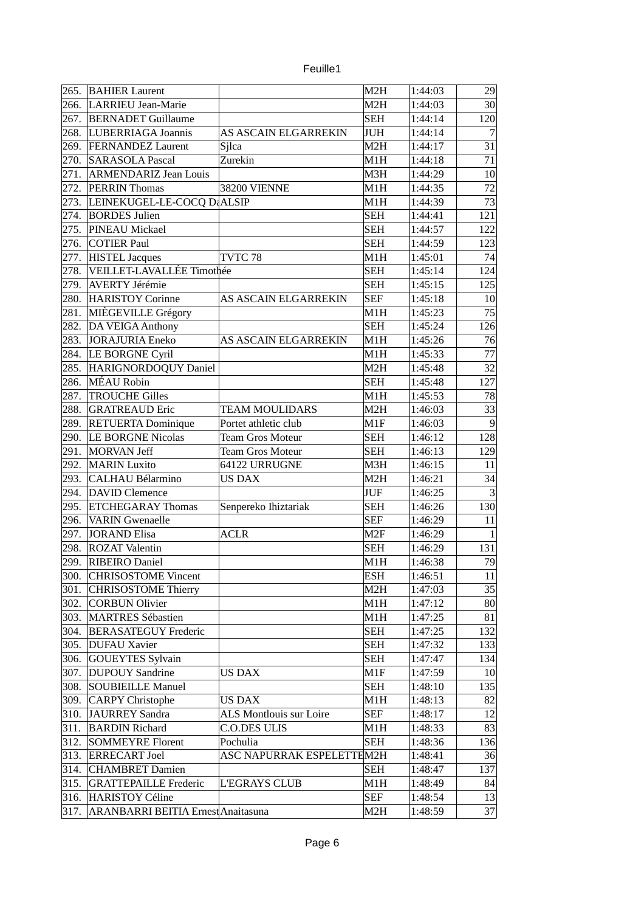Feuille1

| 265. | BAHIER Laurent | | M2H | 1:44:03 | 29 |
|---|---|---|---|---|---|
| 266. | LARRIEU Jean-Marie | | M2H | 1:44:03 | 30 |
| 267. | BERNADET Guillaume | | SEH | 1:44:14 | 120 |
| 268. | LUBERRIAGA Joannis | AS ASCAIN ELGARREKIN | JUH | 1:44:14 | 7 |
| 269. | FERNANDEZ Laurent | Sjlca | M2H | 1:44:17 | 31 |
| 270. | SARASOLA Pascal | Zurekin | M1H | 1:44:18 | 71 |
| 271. | ARMENDARIZ Jean Louis | | M3H | 1:44:29 | 10 |
| 272. | PERRIN Thomas | 38200 VIENNE | M1H | 1:44:35 | 72 |
| 273. | LEINEKUGEL-LE-COCQ D | ALSIP | M1H | 1:44:39 | 73 |
| 274. | BORDES Julien | | SEH | 1:44:41 | 121 |
| 275. | PINEAU Mickael | | SEH | 1:44:57 | 122 |
| 276. | COTIER Paul | | SEH | 1:44:59 | 123 |
| 277. | HISTEL Jacques | TVTC 78 | M1H | 1:45:01 | 74 |
| 278. | VEILLET-LAVALLÉE Timothée | | SEH | 1:45:14 | 124 |
| 279. | AVERTY Jérémie | | SEH | 1:45:15 | 125 |
| 280. | HARISTOY Corinne | AS ASCAIN ELGARREKIN | SEF | 1:45:18 | 10 |
| 281. | MIÈGEVILLE Grégory | | M1H | 1:45:23 | 75 |
| 282. | DA VEIGA Anthony | | SEH | 1:45:24 | 126 |
| 283. | JORAJURIA Eneko | AS ASCAIN ELGARREKIN | M1H | 1:45:26 | 76 |
| 284. | LE BORGNE Cyril | | M1H | 1:45:33 | 77 |
| 285. | HARIGNORDOQUY Daniel | | M2H | 1:45:48 | 32 |
| 286. | MÉAU Robin | | SEH | 1:45:48 | 127 |
| 287. | TROUCHE Gilles | | M1H | 1:45:53 | 78 |
| 288. | GRATREAUD Eric | TEAM MOULIDARS | M2H | 1:46:03 | 33 |
| 289. | RETUERTA Dominique | Portet athletic club | M1F | 1:46:03 | 9 |
| 290. | LE BORGNE Nicolas | Team Gros Moteur | SEH | 1:46:12 | 128 |
| 291. | MORVAN Jeff | Team Gros Moteur | SEH | 1:46:13 | 129 |
| 292. | MARIN Luxito | 64122 URRUGNE | M3H | 1:46:15 | 11 |
| 293. | CALHAU Bélarmino | US DAX | M2H | 1:46:21 | 34 |
| 294. | DAVID Clemence | | JUF | 1:46:25 | 3 |
| 295. | ETCHEGARAY Thomas | Senpereko Ihiztariak | SEH | 1:46:26 | 130 |
| 296. | VARIN Gwenaelle | | SEF | 1:46:29 | 11 |
| 297. | JORAND Elisa | ACLR | M2F | 1:46:29 | 1 |
| 298. | ROZAT Valentin | | SEH | 1:46:29 | 131 |
| 299. | RIBEIRO Daniel | | M1H | 1:46:38 | 79 |
| 300. | CHRISOSTOME Vincent | | ESH | 1:46:51 | 11 |
| 301. | CHRISOSTOME Thierry | | M2H | 1:47:03 | 35 |
| 302. | CORBUN Olivier | | M1H | 1:47:12 | 80 |
| 303. | MARTRES Sébastien | | M1H | 1:47:25 | 81 |
| 304. | BERASATEGUY Frederic | | SEH | 1:47:25 | 132 |
| 305. | DUFAU Xavier | | SEH | 1:47:32 | 133 |
| 306. | GOUEYTES Sylvain | | SEH | 1:47:47 | 134 |
| 307. | DUPOUY Sandrine | US DAX | M1F | 1:47:59 | 10 |
| 308. | SOUBIEILLE Manuel | | SEH | 1:48:10 | 135 |
| 309. | CARPY Christophe | US DAX | M1H | 1:48:13 | 82 |
| 310. | JAURREY Sandra | ALS Montlouis sur Loire | SEF | 1:48:17 | 12 |
| 311. | BARDIN Richard | C.O.DES ULIS | M1H | 1:48:33 | 83 |
| 312. | SOMMEYRE Florent | Pochulia | SEH | 1:48:36 | 136 |
| 313. | ERRECART Joel | ASC NAPURRAK ESPELETTE | M2H | 1:48:41 | 36 |
| 314. | CHAMBRET Damien | | SEH | 1:48:47 | 137 |
| 315. | GRATTEPAILLE Frederic | L'EGRAYS CLUB | M1H | 1:48:49 | 84 |
| 316. | HARISTOY Céline | | SEF | 1:48:54 | 13 |
| 317. | ARANBARRI BEITIA Ernest | Anaitasuna | M2H | 1:48:59 | 37 |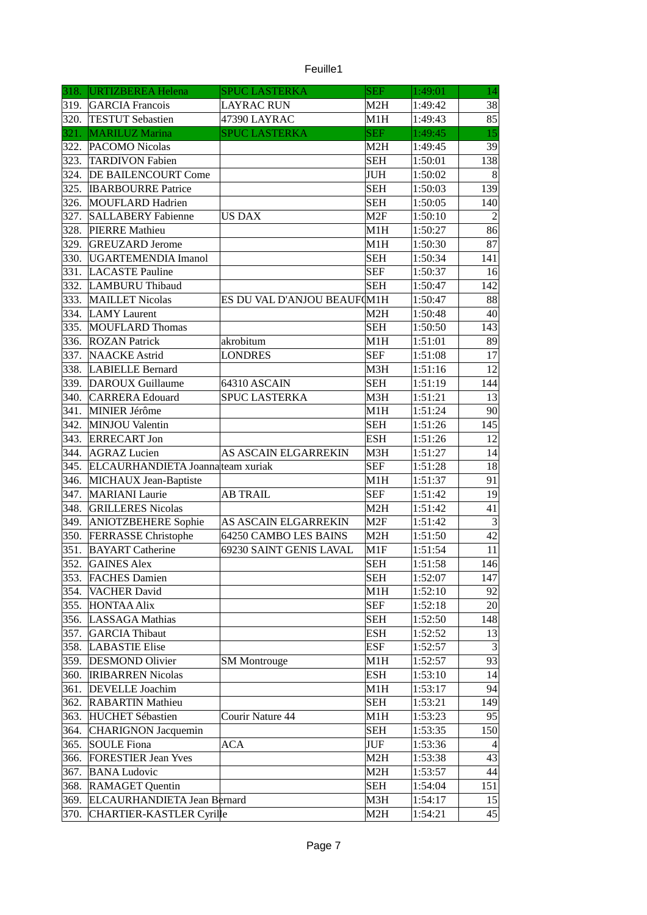Feuille1

| | | | | | |
|---|---|---|---|---|---|
| 318. | URTIZBEREA Helena | SPUC LASTERKA | SEF | 1:49:01 | 14 |
| 319. | GARCIA Francois | LAYRAC RUN | M2H | 1:49:42 | 38 |
| 320. | TESTUT Sebastien | 47390 LAYRAC | M1H | 1:49:43 | 85 |
| 321. | MARILUZ Marina | SPUC LASTERKA | SEF | 1:49:45 | 15 |
| 322. | PACOMO Nicolas | | M2H | 1:49:45 | 39 |
| 323. | TARDIVON Fabien | | SEH | 1:50:01 | 138 |
| 324. | DE BAILENCOURT Come | | JUH | 1:50:02 | 8 |
| 325. | IBARBOURRE Patrice | | SEH | 1:50:03 | 139 |
| 326. | MOUFLARD Hadrien | | SEH | 1:50:05 | 140 |
| 327. | SALLABERY Fabienne | US DAX | M2F | 1:50:10 | 2 |
| 328. | PIERRE Mathieu | | M1H | 1:50:27 | 86 |
| 329. | GREUZARD Jerome | | M1H | 1:50:30 | 87 |
| 330. | UGARTEMENDIA Imanol | | SEH | 1:50:34 | 141 |
| 331. | LACASTE Pauline | | SEF | 1:50:37 | 16 |
| 332. | LAMBURU Thibaud | | SEH | 1:50:47 | 142 |
| 333. | MAILLET Nicolas | ES DU VAL D'ANJOU BEAUF | M1H | 1:50:47 | 88 |
| 334. | LAMY Laurent | | M2H | 1:50:48 | 40 |
| 335. | MOUFLARD Thomas | | SEH | 1:50:50 | 143 |
| 336. | ROZAN Patrick | akrobitum | M1H | 1:51:01 | 89 |
| 337. | NAACKE Astrid | LONDRES | SEF | 1:51:08 | 17 |
| 338. | LABIELLE Bernard | | M3H | 1:51:16 | 12 |
| 339. | DAROUX Guillaume | 64310 ASCAIN | SEH | 1:51:19 | 144 |
| 340. | CARRERA Edouard | SPUC LASTERKA | M3H | 1:51:21 | 13 |
| 341. | MINIER Jérôme | | M1H | 1:51:24 | 90 |
| 342. | MINJOU Valentin | | SEH | 1:51:26 | 145 |
| 343. | ERRECART Jon | | ESH | 1:51:26 | 12 |
| 344. | AGRAZ Lucien | AS ASCAIN ELGARREKIN | M3H | 1:51:27 | 14 |
| 345. | ELCAURHANDIETA Joanna | team xuriak | SEF | 1:51:28 | 18 |
| 346. | MICHAUX Jean-Baptiste | | M1H | 1:51:37 | 91 |
| 347. | MARIANI Laurie | AB TRAIL | SEF | 1:51:42 | 19 |
| 348. | GRILLERES Nicolas | | M2H | 1:51:42 | 41 |
| 349. | ANIOTZBEHERE Sophie | AS ASCAIN ELGARREKIN | M2F | 1:51:42 | 3 |
| 350. | FERRASSE Christophe | 64250 CAMBO LES BAINS | M2H | 1:51:50 | 42 |
| 351. | BAYART Catherine | 69230 SAINT GENIS LAVAL | M1F | 1:51:54 | 11 |
| 352. | GAINES Alex | | SEH | 1:51:58 | 146 |
| 353. | FACHES Damien | | SEH | 1:52:07 | 147 |
| 354. | VACHER David | | M1H | 1:52:10 | 92 |
| 355. | HONTAA Alix | | SEF | 1:52:18 | 20 |
| 356. | LASSAGA Mathias | | SEH | 1:52:50 | 148 |
| 357. | GARCIA Thibaut | | ESH | 1:52:52 | 13 |
| 358. | LABASTIE Elise | | ESF | 1:52:57 | 3 |
| 359. | DESMOND Olivier | SM Montrouge | M1H | 1:52:57 | 93 |
| 360. | IRIBARREN Nicolas | | ESH | 1:53:10 | 14 |
| 361. | DEVELLE Joachim | | M1H | 1:53:17 | 94 |
| 362. | RABARTIN Mathieu | | SEH | 1:53:21 | 149 |
| 363. | HUCHET Sébastien | Courir Nature 44 | M1H | 1:53:23 | 95 |
| 364. | CHARIGNON Jacquemin | | SEH | 1:53:35 | 150 |
| 365. | SOULE Fiona | ACA | JUF | 1:53:36 | 4 |
| 366. | FORESTIER Jean Yves | | M2H | 1:53:38 | 43 |
| 367. | BANA Ludovic | | M2H | 1:53:57 | 44 |
| 368. | RAMAGET Quentin | | SEH | 1:54:04 | 151 |
| 369. | ELCAURHANDIETA Jean Bernard | | M3H | 1:54:17 | 15 |
| 370. | CHARTIER-KASTLER Cyrille | | M2H | 1:54:21 | 45 |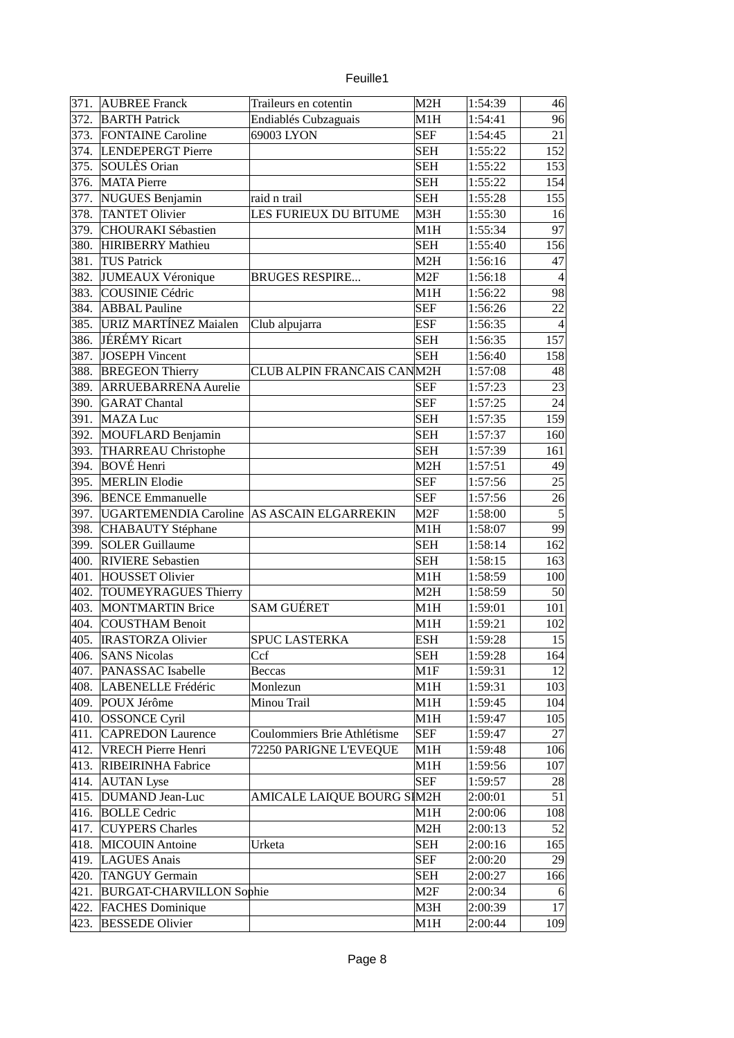| | | | | | |
|---|---|---|---|---|---|
| 371. | AUBREE Franck | Traileurs en cotentin | M2H | 1:54:39 | 46 |
| 372. | BARTH Patrick | Endiablés Cubzaguais | M1H | 1:54:41 | 96 |
| 373. | FONTAINE Caroline | 69003 LYON | SEF | 1:54:45 | 21 |
| 374. | LENDEPERGT Pierre | | SEH | 1:55:22 | 152 |
| 375. | SOULÈS Orian | | SEH | 1:55:22 | 153 |
| 376. | MATA Pierre | | SEH | 1:55:22 | 154 |
| 377. | NUGUES Benjamin | raid n trail | SEH | 1:55:28 | 155 |
| 378. | TANTET Olivier | LES FURIEUX DU BITUME | M3H | 1:55:30 | 16 |
| 379. | CHOURAKI Sébastien | | M1H | 1:55:34 | 97 |
| 380. | HIRIBERRY Mathieu | | SEH | 1:55:40 | 156 |
| 381. | TUS Patrick | | M2H | 1:56:16 | 47 |
| 382. | JUMEAUX Véronique | BRUGES RESPIRE... | M2F | 1:56:18 | 4 |
| 383. | COUSINIE Cédric | | M1H | 1:56:22 | 98 |
| 384. | ABBAL Pauline | | SEF | 1:56:26 | 22 |
| 385. | URIZ MARTÍNEZ Maialen | Club alpujarra | ESF | 1:56:35 | 4 |
| 386. | JÉRÉMY Ricart | | SEH | 1:56:35 | 157 |
| 387. | JOSEPH Vincent | | SEH | 1:56:40 | 158 |
| 388. | BREGEON Thierry | CLUB ALPIN FRANCAIS CAN | M2H | 1:57:08 | 48 |
| 389. | ARRUEBARRENA Aurelie | | SEF | 1:57:23 | 23 |
| 390. | GARAT Chantal | | SEF | 1:57:25 | 24 |
| 391. | MAZA Luc | | SEH | 1:57:35 | 159 |
| 392. | MOUFLARD Benjamin | | SEH | 1:57:37 | 160 |
| 393. | THARREAU Christophe | | SEH | 1:57:39 | 161 |
| 394. | BOVÉ Henri | | M2H | 1:57:51 | 49 |
| 395. | MERLIN Elodie | | SEF | 1:57:56 | 25 |
| 396. | BENCE Emmanuelle | | SEF | 1:57:56 | 26 |
| 397. | UGARTEMENDIA Caroline | AS ASCAIN ELGARREKIN | M2F | 1:58:00 | 5 |
| 398. | CHABAUTY Stéphane | | M1H | 1:58:07 | 99 |
| 399. | SOLER Guillaume | | SEH | 1:58:14 | 162 |
| 400. | RIVIERE Sebastien | | SEH | 1:58:15 | 163 |
| 401. | HOUSSET Olivier | | M1H | 1:58:59 | 100 |
| 402. | TOUMEYRAGUES Thierry | | M2H | 1:58:59 | 50 |
| 403. | MONTMARTIN Brice | SAM GUÉRET | M1H | 1:59:01 | 101 |
| 404. | COUSTHAM Benoit | | M1H | 1:59:21 | 102 |
| 405. | IRASTORZA Olivier | SPUC LASTERKA | ESH | 1:59:28 | 15 |
| 406. | SANS Nicolas | Ccf | SEH | 1:59:28 | 164 |
| 407. | PANASSAC Isabelle | Beccas | M1F | 1:59:31 | 12 |
| 408. | LABENELLE Frédéric | Monlezun | M1H | 1:59:31 | 103 |
| 409. | POUX Jérôme | Minou Trail | M1H | 1:59:45 | 104 |
| 410. | OSSONCE Cyril | | M1H | 1:59:47 | 105 |
| 411. | CAPREDON Laurence | Coulommiers Brie Athlétisme | SEF | 1:59:47 | 27 |
| 412. | VRECH Pierre Henri | 72250 PARIGNE L'EVEQUE | M1H | 1:59:48 | 106 |
| 413. | RIBEIRINHA Fabrice | | M1H | 1:59:56 | 107 |
| 414. | AUTAN Lyse | | SEF | 1:59:57 | 28 |
| 415. | DUMAND Jean-Luc | AMICALE LAIQUE BOURG SI | M2H | 2:00:01 | 51 |
| 416. | BOLLE Cedric | | M1H | 2:00:06 | 108 |
| 417. | CUYPERS Charles | | M2H | 2:00:13 | 52 |
| 418. | MICOUIN Antoine | Urketa | SEH | 2:00:16 | 165 |
| 419. | LAGUES Anais | | SEF | 2:00:20 | 29 |
| 420. | TANGUY Germain | | SEH | 2:00:27 | 166 |
| 421. | BURGAT-CHARVILLON Sophie | | M2F | 2:00:34 | 6 |
| 422. | FACHES Dominique | | M3H | 2:00:39 | 17 |
| 423. | BESSEDE Olivier | | M1H | 2:00:44 | 109 |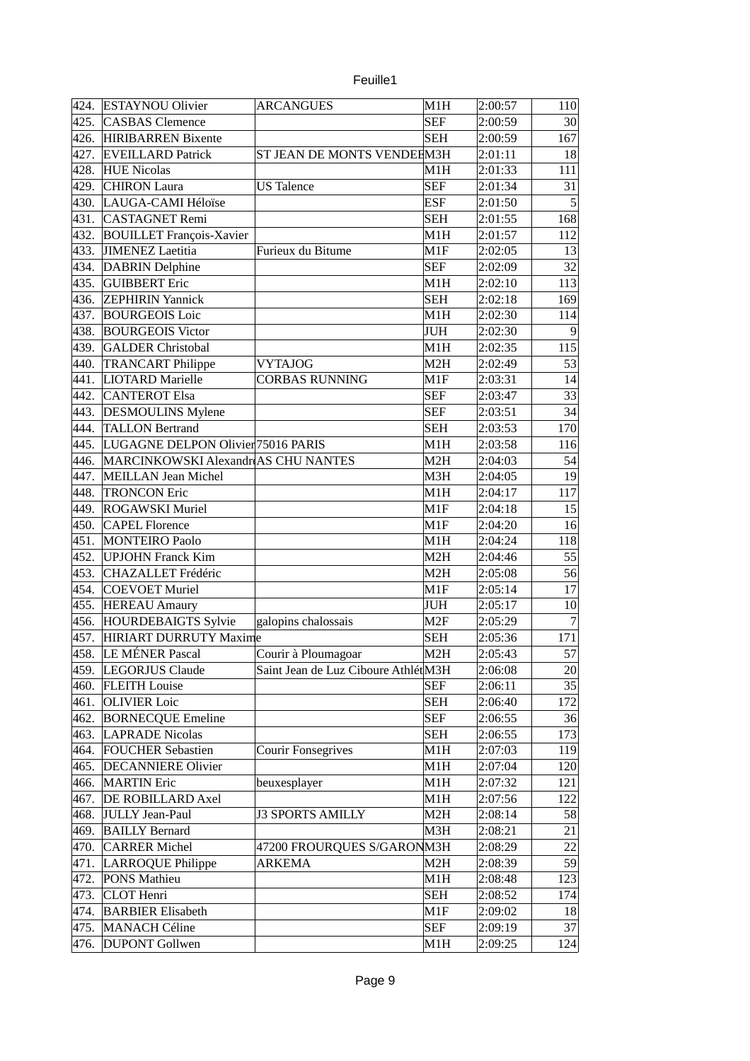| | | | | | |
|---|---|---|---|---|---|
| 424. | ESTAYNOU Olivier | ARCANGUES | M1H | 2:00:57 | 110 |
| 425. | CASBAS Clemence | | SEF | 2:00:59 | 30 |
| 426. | HIRIBARREN Bixente | | SEH | 2:00:59 | 167 |
| 427. | EVEILLARD Patrick | ST JEAN DE MONTS VENDEE | M3H | 2:01:11 | 18 |
| 428. | HUE Nicolas | | M1H | 2:01:33 | 111 |
| 429. | CHIRON Laura | US Talence | SEF | 2:01:34 | 31 |
| 430. | LAUGA-CAMI Héloïse | | ESF | 2:01:50 | 5 |
| 431. | CASTAGNET Remi | | SEH | 2:01:55 | 168 |
| 432. | BOUILLET François-Xavier | | M1H | 2:01:57 | 112 |
| 433. | JIMENEZ Laetitia | Furieux du Bitume | M1F | 2:02:05 | 13 |
| 434. | DABRIN Delphine | | SEF | 2:02:09 | 32 |
| 435. | GUIBBERT Eric | | M1H | 2:02:10 | 113 |
| 436. | ZEPHIRIN Yannick | | SEH | 2:02:18 | 169 |
| 437. | BOURGEOIS Loic | | M1H | 2:02:30 | 114 |
| 438. | BOURGEOIS Victor | | JUH | 2:02:30 | 9 |
| 439. | GALDER Christobal | | M1H | 2:02:35 | 115 |
| 440. | TRANCART Philippe | VYTAJOG | M2H | 2:02:49 | 53 |
| 441. | LIOTARD Marielle | CORBAS RUNNING | M1F | 2:03:31 | 14 |
| 442. | CANTEROT Elsa | | SEF | 2:03:47 | 33 |
| 443. | DESMOULINS Mylene | | SEF | 2:03:51 | 34 |
| 444. | TALLON Bertrand | | SEH | 2:03:53 | 170 |
| 445. | LUGAGNE DELPON Olivier | 75016 PARIS | M1H | 2:03:58 | 116 |
| 446. | MARCINKOWSKI Alexandre | AS CHU NANTES | M2H | 2:04:03 | 54 |
| 447. | MEILLAN Jean Michel | | M3H | 2:04:05 | 19 |
| 448. | TRONCON Eric | | M1H | 2:04:17 | 117 |
| 449. | ROGAWSKI Muriel | | M1F | 2:04:18 | 15 |
| 450. | CAPEL Florence | | M1F | 2:04:20 | 16 |
| 451. | MONTEIRO Paolo | | M1H | 2:04:24 | 118 |
| 452. | UPJOHN Franck Kim | | M2H | 2:04:46 | 55 |
| 453. | CHAZALLET Frédéric | | M2H | 2:05:08 | 56 |
| 454. | COEVOET Muriel | | M1F | 2:05:14 | 17 |
| 455. | HEREAU Amaury | | JUH | 2:05:17 | 10 |
| 456. | HOURDEBAIGTS Sylvie | galopins chalossais | M2F | 2:05:29 | 7 |
| 457. | HIRIART DURRUTY Maxime | | SEH | 2:05:36 | 171 |
| 458. | LE MÉNER Pascal | Courir à Ploumagoar | M2H | 2:05:43 | 57 |
| 459. | LEGORJUS Claude | Saint Jean de Luz Ciboure Athlét | M3H | 2:06:08 | 20 |
| 460. | FLEITH Louise | | SEF | 2:06:11 | 35 |
| 461. | OLIVIER Loic | | SEH | 2:06:40 | 172 |
| 462. | BORNECQUE Emeline | | SEF | 2:06:55 | 36 |
| 463. | LAPRADE Nicolas | | SEH | 2:06:55 | 173 |
| 464. | FOUCHER Sebastien | Courir Fonsegrives | M1H | 2:07:03 | 119 |
| 465. | DECANNIERE Olivier | | M1H | 2:07:04 | 120 |
| 466. | MARTIN Eric | beuxesplayer | M1H | 2:07:32 | 121 |
| 467. | DE ROBILLARD Axel | | M1H | 2:07:56 | 122 |
| 468. | JULLY Jean-Paul | J3 SPORTS AMILLY | M2H | 2:08:14 | 58 |
| 469. | BAILLY Bernard | | M3H | 2:08:21 | 21 |
| 470. | CARRER Michel | 47200 FROURQUES S/GARON | M3H | 2:08:29 | 22 |
| 471. | LARROQUE Philippe | ARKEMA | M2H | 2:08:39 | 59 |
| 472. | PONS Mathieu | | M1H | 2:08:48 | 123 |
| 473. | CLOT Henri | | SEH | 2:08:52 | 174 |
| 474. | BARBIER Elisabeth | | M1F | 2:09:02 | 18 |
| 475. | MANACH Céline | | SEF | 2:09:19 | 37 |
| 476. | DUPONT Gollwen | | M1H | 2:09:25 | 124 |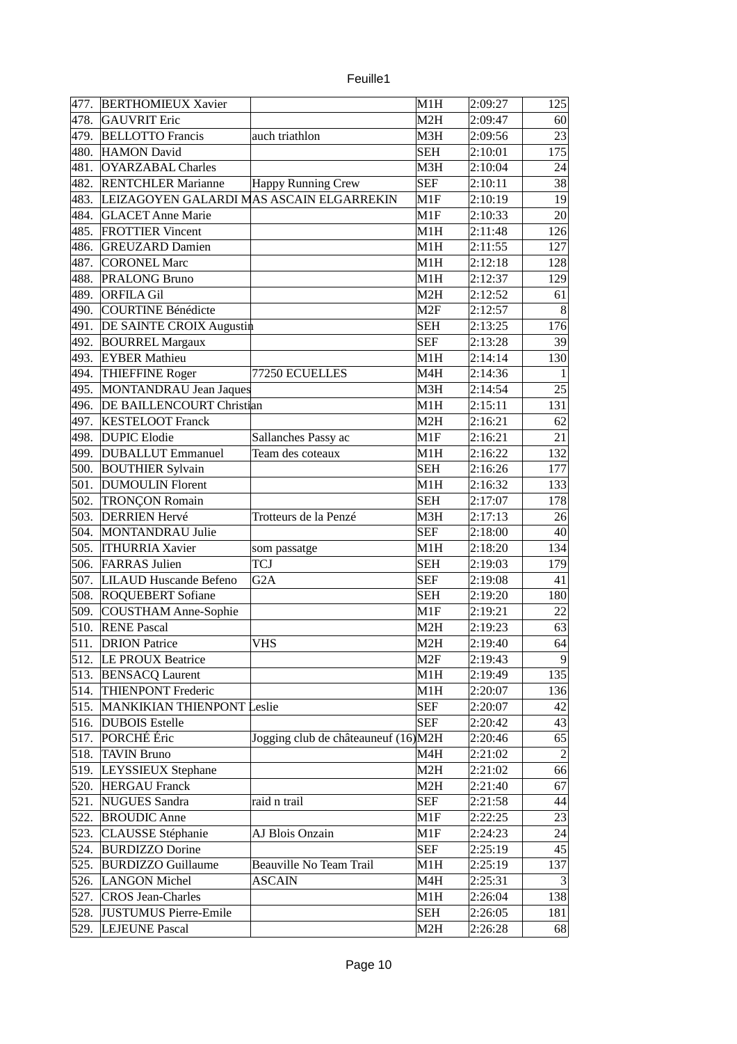| | | | | | |
|---|---|---|---|---|---|
| 477. | BERTHOMIEUX Xavier | | M1H | 2:09:27 | 125 |
| 478. | GAUVRIT Eric | | M2H | 2:09:47 | 60 |
| 479. | BELLOTTO Francis | auch triathlon | M3H | 2:09:56 | 23 |
| 480. | HAMON David | | SEH | 2:10:01 | 175 |
| 481. | OYARZABAL Charles | | M3H | 2:10:04 | 24 |
| 482. | RENTCHLER Marianne | Happy Running Crew | SEF | 2:10:11 | 38 |
| 483. | LEIZAGOYEN GALARDI MAS | ASCAIN ELGARREKIN | M1F | 2:10:19 | 19 |
| 484. | GLACET Anne Marie | | M1F | 2:10:33 | 20 |
| 485. | FROTTIER Vincent | | M1H | 2:11:48 | 126 |
| 486. | GREUZARD Damien | | M1H | 2:11:55 | 127 |
| 487. | CORONEL Marc | | M1H | 2:12:18 | 128 |
| 488. | PRALONG Bruno | | M1H | 2:12:37 | 129 |
| 489. | ORFILA Gil | | M2H | 2:12:52 | 61 |
| 490. | COURTINE Bénédicte | | M2F | 2:12:57 | 8 |
| 491. | DE SAINTE CROIX Augustin | | SEH | 2:13:25 | 176 |
| 492. | BOURREL Margaux | | SEF | 2:13:28 | 39 |
| 493. | EYBER Mathieu | | M1H | 2:14:14 | 130 |
| 494. | THIEFFINE Roger | 77250 ECUELLES | M4H | 2:14:36 | 1 |
| 495. | MONTANDRAU Jean Jaques | | M3H | 2:14:54 | 25 |
| 496. | DE BAILLENCOURT Christian | | M1H | 2:15:11 | 131 |
| 497. | KESTELOOT Franck | | M2H | 2:16:21 | 62 |
| 498. | DUPIC Elodie | Sallanches Passy ac | M1F | 2:16:21 | 21 |
| 499. | DUBALLUT Emmanuel | Team des coteaux | M1H | 2:16:22 | 132 |
| 500. | BOUTHIER Sylvain | | SEH | 2:16:26 | 177 |
| 501. | DUMOULIN Florent | | M1H | 2:16:32 | 133 |
| 502. | TRONÇON Romain | | SEH | 2:17:07 | 178 |
| 503. | DERRIEN Hervé | Trotteurs de la Penzé | M3H | 2:17:13 | 26 |
| 504. | MONTANDRAU Julie | | SEF | 2:18:00 | 40 |
| 505. | ITHURRIA Xavier | som passatge | M1H | 2:18:20 | 134 |
| 506. | FARRAS Julien | TCJ | SEH | 2:19:03 | 179 |
| 507. | LILAUD Huscande Befeno | G2A | SEF | 2:19:08 | 41 |
| 508. | ROQUEBERT Sofiane | | SEH | 2:19:20 | 180 |
| 509. | COUSTHAM Anne-Sophie | | M1F | 2:19:21 | 22 |
| 510. | RENE Pascal | | M2H | 2:19:23 | 63 |
| 511. | DRION Patrice | VHS | M2H | 2:19:40 | 64 |
| 512. | LE PROUX Beatrice | | M2F | 2:19:43 | 9 |
| 513. | BENSACQ Laurent | | M1H | 2:19:49 | 135 |
| 514. | THIENPONT Frederic | | M1H | 2:20:07 | 136 |
| 515. | MANKIKIAN THIENPONT Leslie | | SEF | 2:20:07 | 42 |
| 516. | DUBOIS Estelle | | SEF | 2:20:42 | 43 |
| 517. | PORCHÉ Éric | Jogging club de châteauneuf (16) | M2H | 2:20:46 | 65 |
| 518. | TAVIN Bruno | | M4H | 2:21:02 | 2 |
| 519. | LEYSSIEUX Stephane | | M2H | 2:21:02 | 66 |
| 520. | HERGAU Franck | | M2H | 2:21:40 | 67 |
| 521. | NUGUES Sandra | raid n trail | SEF | 2:21:58 | 44 |
| 522. | BROUDIC Anne | | M1F | 2:22:25 | 23 |
| 523. | CLAUSSE Stéphanie | AJ Blois Onzain | M1F | 2:24:23 | 24 |
| 524. | BURDIZZO Dorine | | SEF | 2:25:19 | 45 |
| 525. | BURDIZZO Guillaume | Beauville No Team Trail | M1H | 2:25:19 | 137 |
| 526. | LANGON Michel | ASCAIN | M4H | 2:25:31 | 3 |
| 527. | CROS Jean-Charles | | M1H | 2:26:04 | 138 |
| 528. | JUSTUMUS Pierre-Emile | | SEH | 2:26:05 | 181 |
| 529. | LEJEUNE Pascal | | M2H | 2:26:28 | 68 |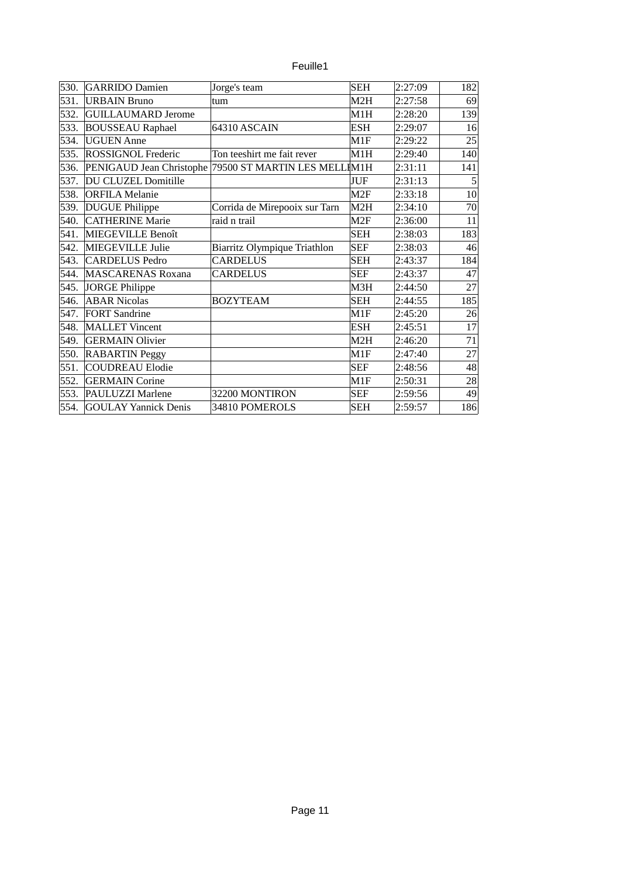| | | | | | |
|---|---|---|---|---|---|
| 530. | GARRIDO Damien | Jorge's team | SEH | 2:27:09 | 182 |
| 531. | URBAIN Bruno | tum | M2H | 2:27:58 | 69 |
| 532. | GUILLAUMARD Jerome | | M1H | 2:28:20 | 139 |
| 533. | BOUSSEAU Raphael | 64310 ASCAIN | ESH | 2:29:07 | 16 |
| 534. | UGUEN Anne | | M1F | 2:29:22 | 25 |
| 535. | ROSSIGNOL Frederic | Ton teeshirt me fait rever | M1H | 2:29:40 | 140 |
| 536. | PENIGAUD Jean Christophe | 79500 ST MARTIN LES MELLE | M1H | 2:31:11 | 141 |
| 537. | DU CLUZEL Domitille | | JUF | 2:31:13 | 5 |
| 538. | ORFILA Melanie | | M2F | 2:33:18 | 10 |
| 539. | DUGUE Philippe | Corrida de Mirepooix sur Tarn | M2H | 2:34:10 | 70 |
| 540. | CATHERINE Marie | raid n trail | M2F | 2:36:00 | 11 |
| 541. | MIEGEVILLE Benoît | | SEH | 2:38:03 | 183 |
| 542. | MIEGEVILLE Julie | Biarritz Olympique Triathlon | SEF | 2:38:03 | 46 |
| 543. | CARDELUS Pedro | CARDELUS | SEH | 2:43:37 | 184 |
| 544. | MASCARENAS Roxana | CARDELUS | SEF | 2:43:37 | 47 |
| 545. | JORGE Philippe | | M3H | 2:44:50 | 27 |
| 546. | ABAR Nicolas | BOZYTEAM | SEH | 2:44:55 | 185 |
| 547. | FORT Sandrine | | M1F | 2:45:20 | 26 |
| 548. | MALLET Vincent | | ESH | 2:45:51 | 17 |
| 549. | GERMAIN Olivier | | M2H | 2:46:20 | 71 |
| 550. | RABARTIN Peggy | | M1F | 2:47:40 | 27 |
| 551. | COUDREAU Elodie | | SEF | 2:48:56 | 48 |
| 552. | GERMAIN Corine | | M1F | 2:50:31 | 28 |
| 553. | PAULUZZI Marlene | 32200 MONTIRON | SEF | 2:59:56 | 49 |
| 554. | GOULAY Yannick Denis | 34810 POMEROLS | SEH | 2:59:57 | 186 |